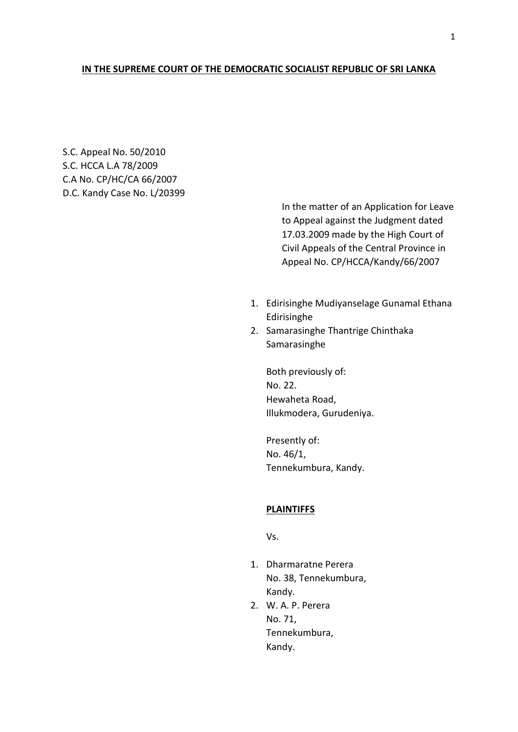**IN THE SUPREME COURT OF THE DEMOCRATIC SOCIALIST REPUBLIC OF SRI LANKA**

S.C. Appeal No. 50/2010
S.C. HCCA L.A 78/2009
C.A No. CP/HC/CA 66/2007
D.C. Kandy Case No. L/20399

In the matter of an Application for Leave to Appeal against the Judgment dated 17.03.2009 made by the High Court of Civil Appeals of the Central Province in Appeal No. CP/HCCA/Kandy/66/2007

1. Edirisinghe Mudiyanselage Gunamal Ethana Edirisinghe
2. Samarasinghe Thantrige Chinthaka Samarasinghe

Both previously of:
No. 22.
Hewaheta Road,
Illukmodera, Gurudeniya.

Presently of:
No. 46/1,
Tennekumbura, Kandy.

**PLAINTIFFS**

Vs.

1. Dharmaratne Perera
   No. 38, Tennekumbura,
   Kandy.
2. W. A. P. Perera
   No. 71,
   Tennekumbura,
   Kandy.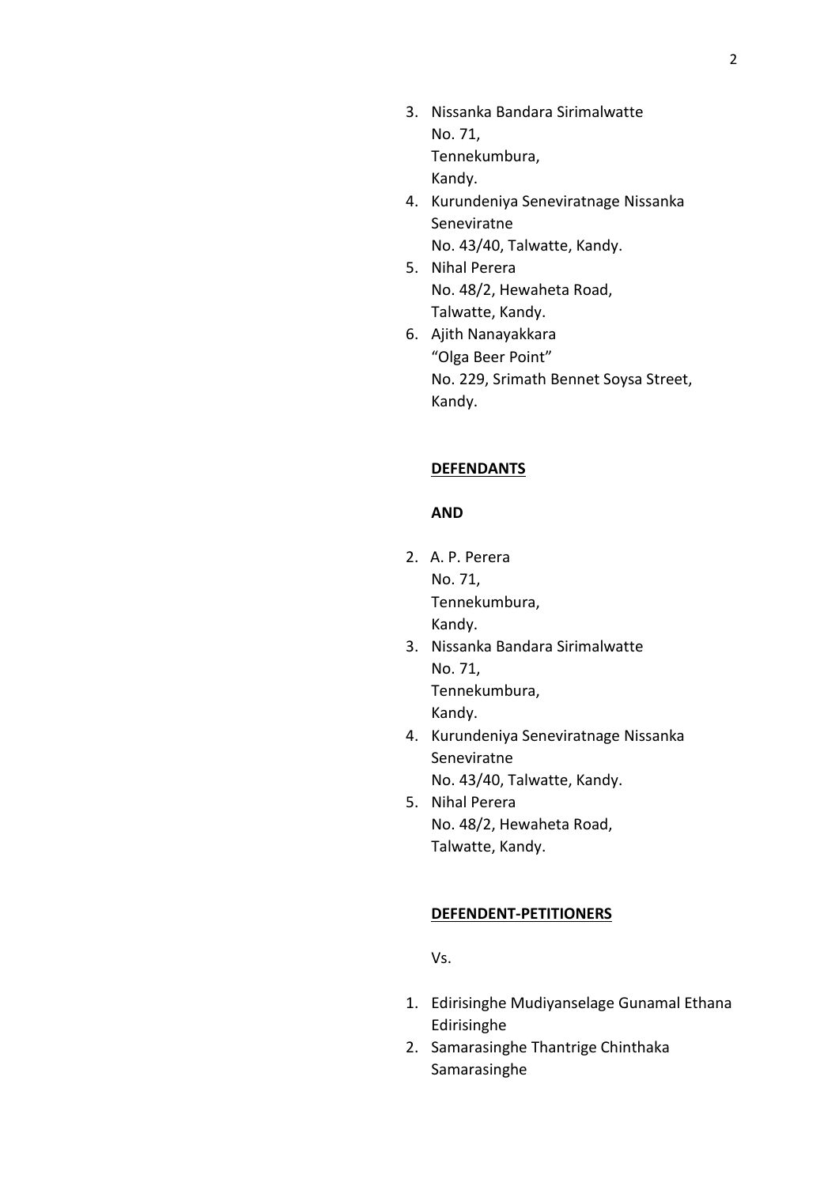3. Nissanka Bandara Sirimalwatte
   No. 71,
   Tennekumbura,
   Kandy.
4. Kurundeniya Seneviratnage Nissanka Seneviratne
   No. 43/40, Talwatte, Kandy.
5. Nihal Perera
   No. 48/2, Hewaheta Road,
   Talwatte, Kandy.
6. Ajith Nanayakkara
   "Olga Beer Point"
   No. 229, Srimath Bennet Soysa Street,
   Kandy.

**DEFENDANTS**

**AND**

2. A. P. Perera
   No. 71,
   Tennekumbura,
   Kandy.
3. Nissanka Bandara Sirimalwatte
   No. 71,
   Tennekumbura,
   Kandy.
4. Kurundeniya Seneviratnage Nissanka Seneviratne
   No. 43/40, Talwatte, Kandy.
5. Nihal Perera
   No. 48/2, Hewaheta Road,
   Talwatte, Kandy.

**DEFENDENT-PETITIONERS**

Vs.

1. Edirisinghe Mudiyanselage Gunamal Ethana Edirisinghe
2. Samarasinghe Thantrige Chinthaka Samarasinghe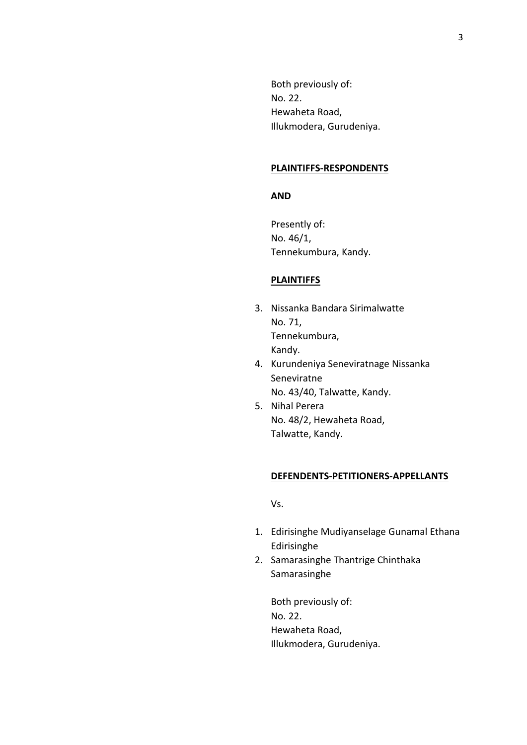Both previously of:
No. 22.
Hewaheta Road,
Illukmodera, Gurudeniya.

**PLAINTIFFS-RESPONDENTS**

**AND**

Presently of:
No. 46/1,
Tennekumbura, Kandy.

**PLAINTIFFS**

3. Nissanka Bandara Sirimalwatte
   No. 71,
   Tennekumbura,
   Kandy.
4. Kurundeniya Seneviratnage Nissanka Seneviratne
   No. 43/40, Talwatte, Kandy.
5. Nihal Perera
   No. 48/2, Hewaheta Road,
   Talwatte, Kandy.

**DEFENDENTS-PETITIONERS-APPELLANTS**

Vs.

1. Edirisinghe Mudiyanselage Gunamal Ethana Edirisinghe
2. Samarasinghe Thantrige Chinthaka Samarasinghe

   Both previously of:
   No. 22.
   Hewaheta Road,
   Illukmodera, Gurudeniya.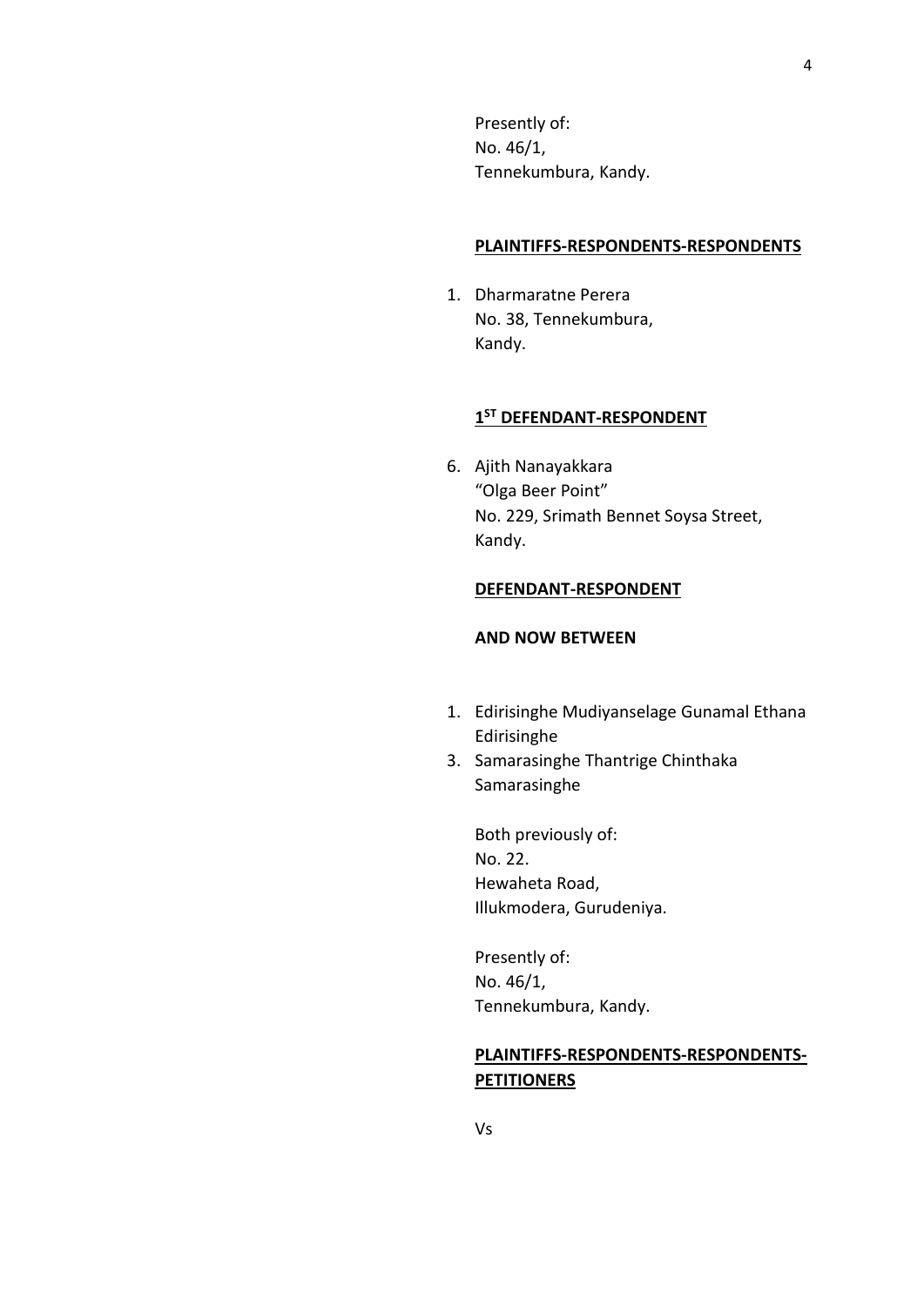Presently of:
No. 46/1,
Tennekumbura, Kandy.

**PLAINTIFFS-RESPONDENTS-RESPONDENTS**

1. Dharmaratne Perera
   No. 38, Tennekumbura,
   Kandy.

**1ST DEFENDANT-RESPONDENT**

6. Ajith Nanayakkara
   "Olga Beer Point"
   No. 229, Srimath Bennet Soysa Street,
   Kandy.

**DEFENDANT-RESPONDENT**

**AND NOW BETWEEN**

1. Edirisinghe Mudiyanselage Gunamal Ethana Edirisinghe
3. Samarasinghe Thantrige Chinthaka Samarasinghe

   Both previously of:
   No. 22.
   Hewaheta Road,
   Illukmodera, Gurudeniya.

   Presently of:
   No. 46/1,
   Tennekumbura, Kandy.

**PLAINTIFFS-RESPONDENTS-RESPONDENTS-PETITIONERS**

Vs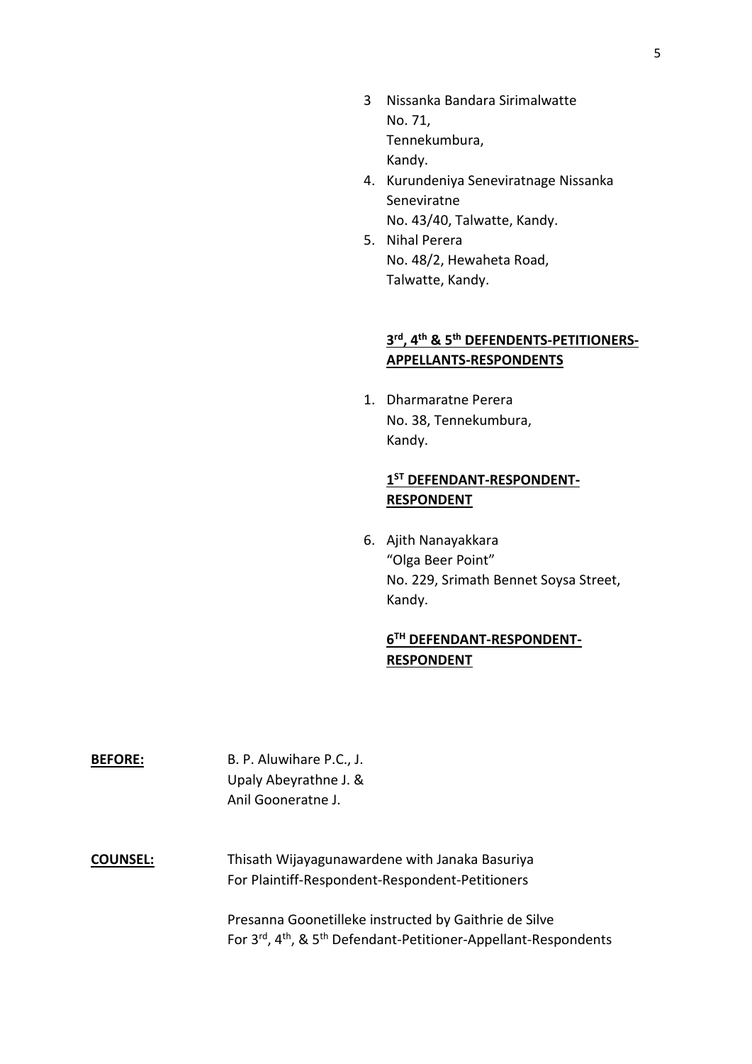3 Nissanka Bandara Sirimalwatte
No. 71,
Tennekumbura,
Kandy.

4. Kurundeniya Seneviratnage Nissanka Seneviratne
No. 43/40, Talwatte, Kandy.

5. Nihal Perera
No. 48/2, Hewaheta Road,
Talwatte, Kandy.

**3rd, 4th & 5th DEFENDENTS-PETITIONERS-APPELLANTS-RESPONDENTS**

1. Dharmaratne Perera
No. 38, Tennekumbura,
Kandy.

**1ST DEFENDANT-RESPONDENT-RESPONDENT**

6. Ajith Nanayakkara
"Olga Beer Point"
No. 229, Srimath Bennet Soysa Street,
Kandy.

**6TH DEFENDANT-RESPONDENT-RESPONDENT**

**BEFORE:** B. P. Aluwihare P.C., J.
Upaly Abeyrathne J. &
Anil Gooneratne J.

**COUNSEL:** Thisath Wijayagunawardene with Janaka Basuriya
For Plaintiff-Respondent-Respondent-Petitioners

Presanna Goonetilleke instructed by Gaithrie de Silve
For 3rd, 4th, & 5th Defendant-Petitioner-Appellant-Respondents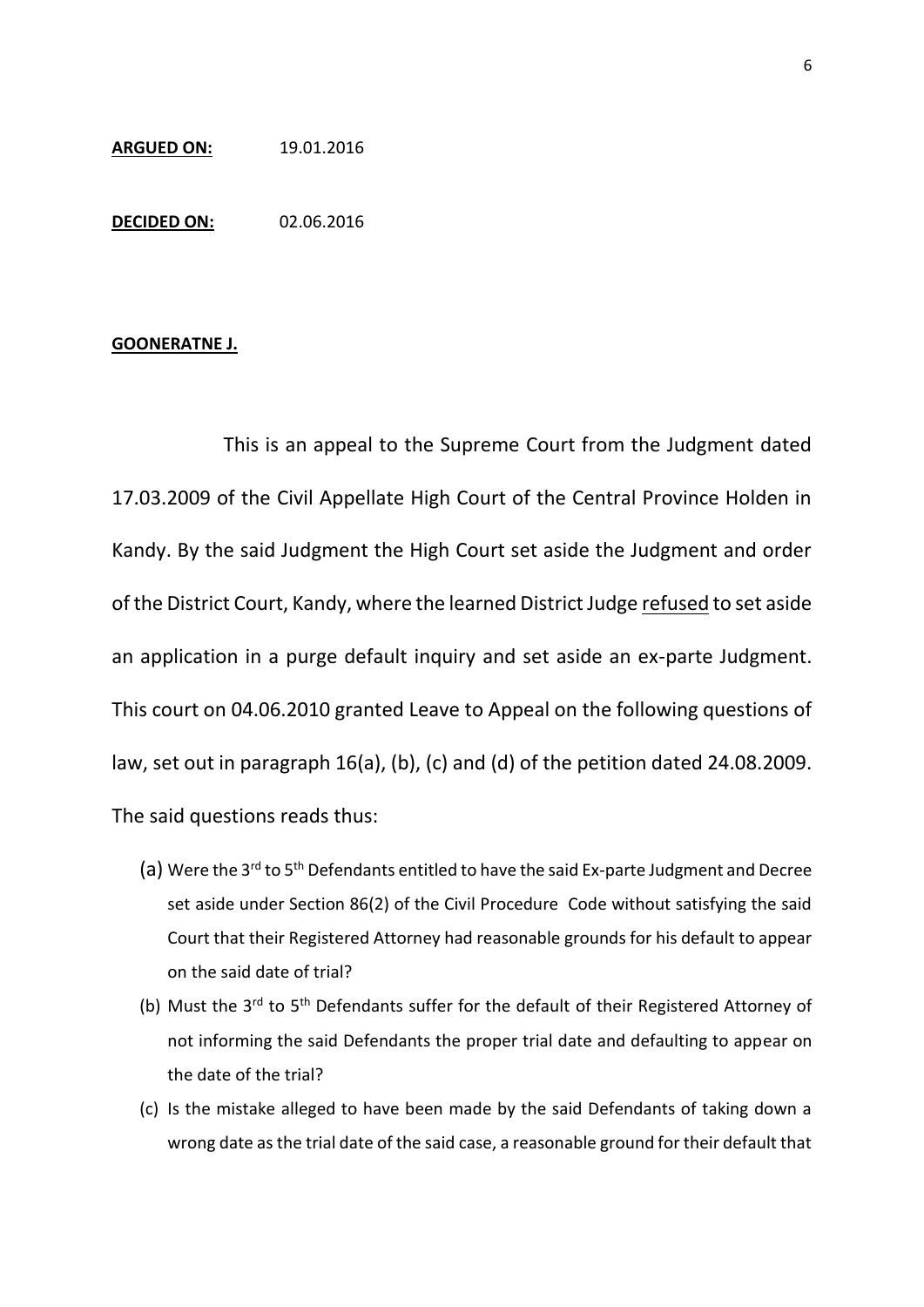**ARGUED ON:** 19.01.2016

**DECIDED ON:** 02.06.2016

**GOONERATNE J.**

This is an appeal to the Supreme Court from the Judgment dated 17.03.2009 of the Civil Appellate High Court of the Central Province Holden in Kandy. By the said Judgment the High Court set aside the Judgment and order of the District Court, Kandy, where the learned District Judge refused to set aside an application in a purge default inquiry and set aside an ex-parte Judgment. This court on 04.06.2010 granted Leave to Appeal on the following questions of law, set out in paragraph 16(a), (b), (c) and (d) of the petition dated 24.08.2009. The said questions reads thus:

(a) Were the 3rd to 5th Defendants entitled to have the said Ex-parte Judgment and Decree set aside under Section 86(2) of the Civil Procedure Code without satisfying the said Court that their Registered Attorney had reasonable grounds for his default to appear on the said date of trial?

(b) Must the 3rd to 5th Defendants suffer for the default of their Registered Attorney of not informing the said Defendants the proper trial date and defaulting to appear on the date of the trial?

(c) Is the mistake alleged to have been made by the said Defendants of taking down a wrong date as the trial date of the said case, a reasonable ground for their default that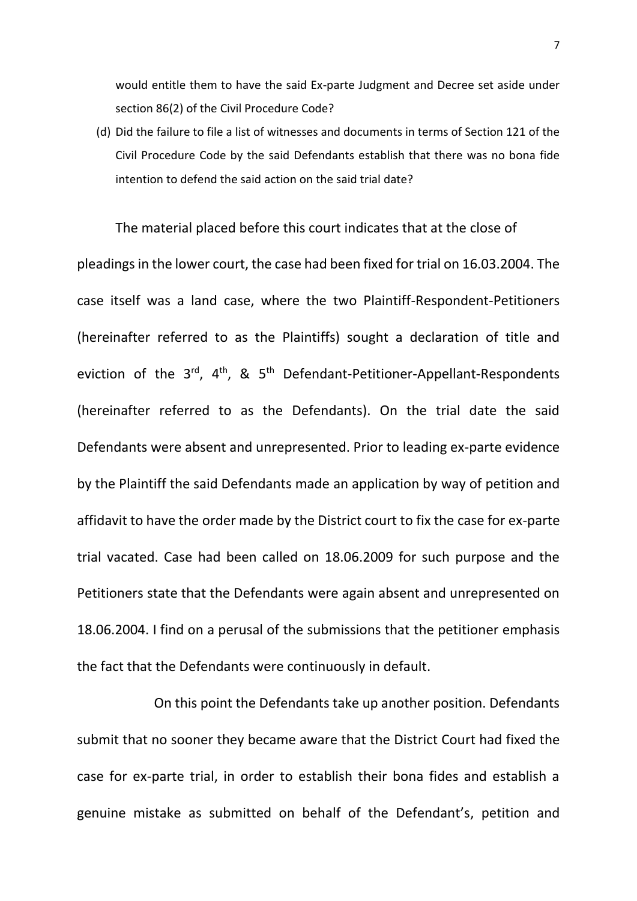would entitle them to have the said Ex-parte Judgment and Decree set aside under section 86(2) of the Civil Procedure Code?

(d) Did the failure to file a list of witnesses and documents in terms of Section 121 of the Civil Procedure Code by the said Defendants establish that there was no bona fide intention to defend the said action on the said trial date?

The material placed before this court indicates that at the close of pleadings in the lower court, the case had been fixed for trial on 16.03.2004. The case itself was a land case, where the two Plaintiff-Respondent-Petitioners (hereinafter referred to as the Plaintiffs) sought a declaration of title and eviction of the 3rd, 4th, & 5th Defendant-Petitioner-Appellant-Respondents (hereinafter referred to as the Defendants). On the trial date the said Defendants were absent and unrepresented. Prior to leading ex-parte evidence by the Plaintiff the said Defendants made an application by way of petition and affidavit to have the order made by the District court to fix the case for ex-parte trial vacated. Case had been called on 18.06.2009 for such purpose and the Petitioners state that the Defendants were again absent and unrepresented on 18.06.2004. I find on a perusal of the submissions that the petitioner emphasis the fact that the Defendants were continuously in default.

On this point the Defendants take up another position. Defendants submit that no sooner they became aware that the District Court had fixed the case for ex-parte trial, in order to establish their bona fides and establish a genuine mistake as submitted on behalf of the Defendant's, petition and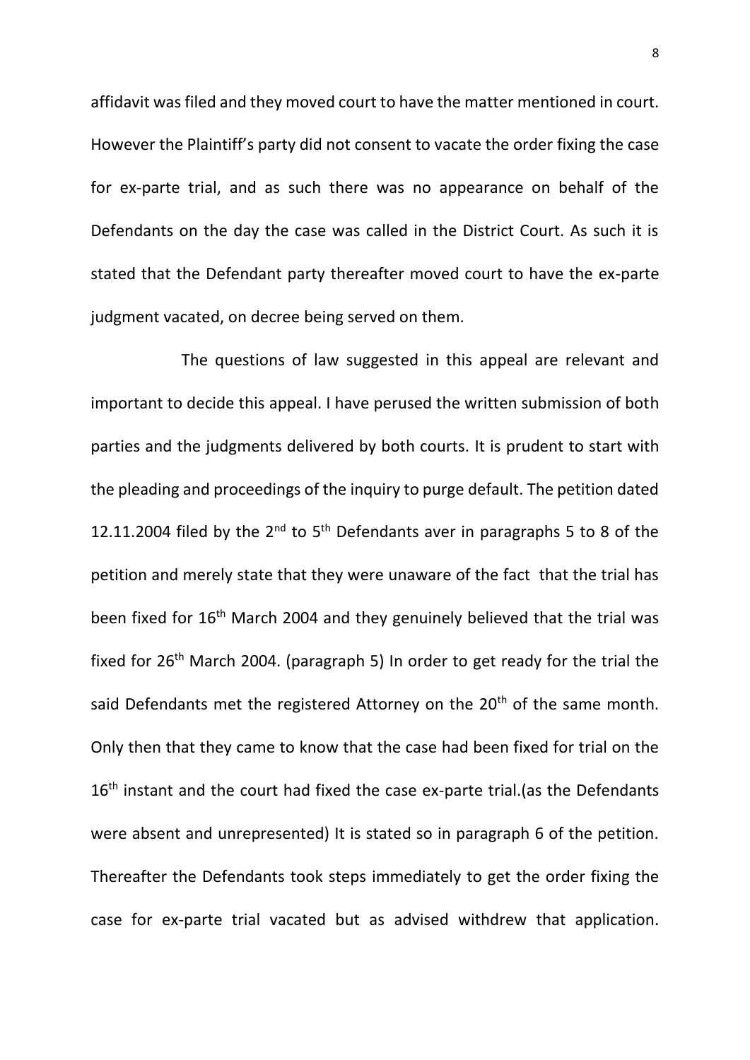affidavit was filed and they moved court to have the matter mentioned in court. However the Plaintiff's party did not consent to vacate the order fixing the case for ex-parte trial, and as such there was no appearance on behalf of the Defendants on the day the case was called in the District Court. As such it is stated that the Defendant party thereafter moved court to have the ex-parte judgment vacated, on decree being served on them.

The questions of law suggested in this appeal are relevant and important to decide this appeal. I have perused the written submission of both parties and the judgments delivered by both courts. It is prudent to start with the pleading and proceedings of the inquiry to purge default. The petition dated 12.11.2004 filed by the 2nd to 5th Defendants aver in paragraphs 5 to 8 of the petition and merely state that they were unaware of the fact that the trial has been fixed for 16th March 2004 and they genuinely believed that the trial was fixed for 26th March 2004. (paragraph 5) In order to get ready for the trial the said Defendants met the registered Attorney on the 20th of the same month. Only then that they came to know that the case had been fixed for trial on the 16th instant and the court had fixed the case ex-parte trial.(as the Defendants were absent and unrepresented) It is stated so in paragraph 6 of the petition. Thereafter the Defendants took steps immediately to get the order fixing the case for ex-parte trial vacated but as advised withdrew that application.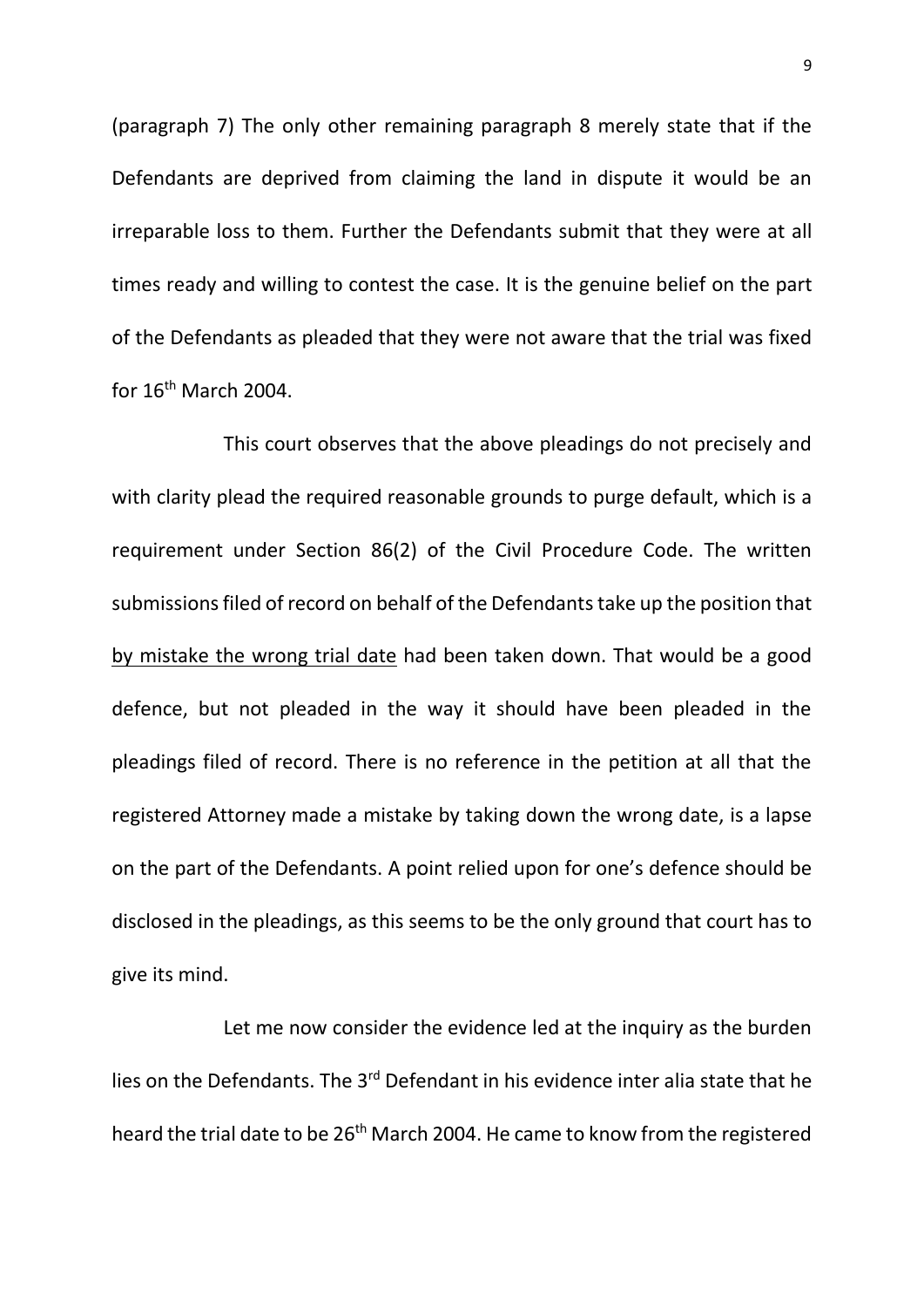(paragraph 7) The only other remaining paragraph 8 merely state that if the Defendants are deprived from claiming the land in dispute it would be an irreparable loss to them. Further the Defendants submit that they were at all times ready and willing to contest the case. It is the genuine belief on the part of the Defendants as pleaded that they were not aware that the trial was fixed for 16th March 2004.

This court observes that the above pleadings do not precisely and with clarity plead the required reasonable grounds to purge default, which is a requirement under Section 86(2) of the Civil Procedure Code. The written submissions filed of record on behalf of the Defendants take up the position that <u>by mistake the wrong trial date</u> had been taken down. That would be a good defence, but not pleaded in the way it should have been pleaded in the pleadings filed of record. There is no reference in the petition at all that the registered Attorney made a mistake by taking down the wrong date, is a lapse on the part of the Defendants. A point relied upon for one's defence should be disclosed in the pleadings, as this seems to be the only ground that court has to give its mind.

Let me now consider the evidence led at the inquiry as the burden lies on the Defendants. The 3rd Defendant in his evidence inter alia state that he heard the trial date to be 26th March 2004. He came to know from the registered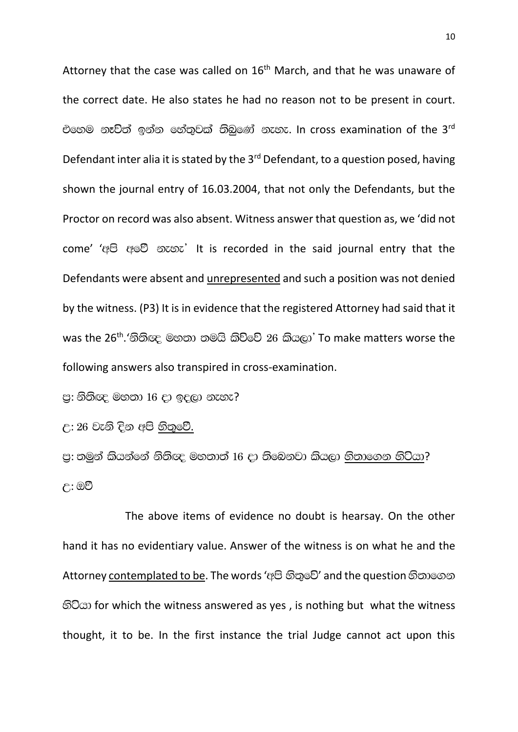Attorney that the case was called on 16th March, and that he was unaware of the correct date. He also states he had no reason not to be present in court. එහෙම නෑවිත් ඉන්න හේතුවක් තිබුණේ නැහැ. In cross examination of the 3rd Defendant inter alia it is stated by the 3rd Defendant, to a question posed, having shown the journal entry of 16.03.2004, that not only the Defendants, but the Proctor on record was also absent. Witness answer that question as, we 'did not come' 'අපි අවේ නැහැ' It is recorded in the said journal entry that the Defendants were absent and <u>unrepresented</u> and such a position was not denied by the witness. (P3) It is in evidence that the registered Attorney had said that it was the 26th.'නීතිඥ මහතා තමයි කිව්වේ 26 කියලා' To make matters worse the following answers also transpired in cross-examination.

ප්‍ර: නීතිඥ මහතා 16 දා ඉදලා නැහැ?

උ: 26 වැනි දින අපි <u>හිතුවේ.</u>

ප්‍ර: තමුන් කියන්නේ නීතිඥ මහතාත් 16 දා තිබෙනවා කියලා <u>හිතාගෙන හිටියා</u>?

උ: ඔව්

The above items of evidence no doubt is hearsay. On the other hand it has no evidentiary value. Answer of the witness is on what he and the Attorney <u>contemplated to be</u>. The words 'අපි හිතුවේ' and the question හිතාගෙන හිටියා for which the witness answered as yes , is nothing but what the witness thought, it to be. In the first instance the trial Judge cannot act upon this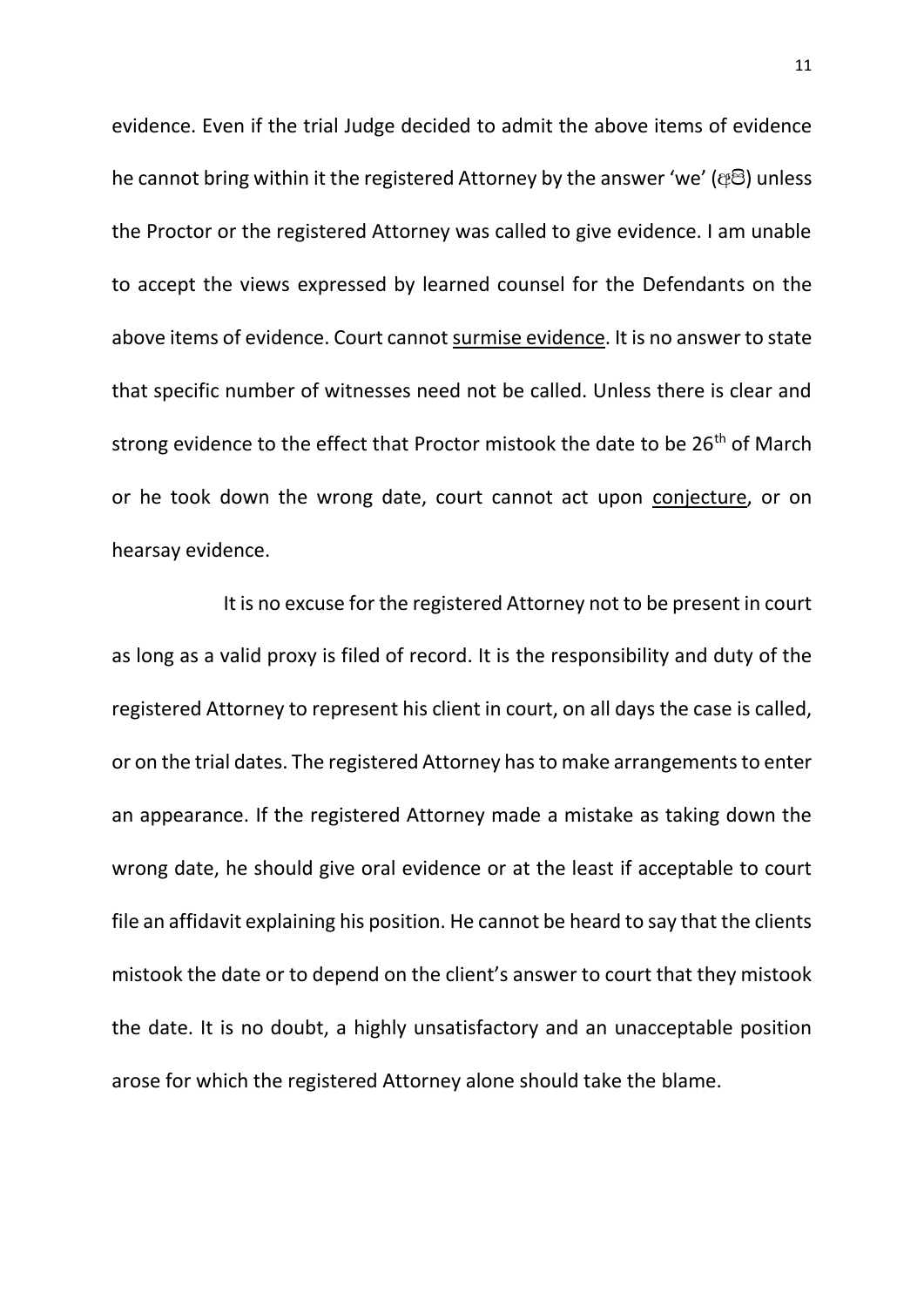evidence. Even if the trial Judge decided to admit the above items of evidence he cannot bring within it the registered Attorney by the answer 'we' (අපි) unless the Proctor or the registered Attorney was called to give evidence. I am unable to accept the views expressed by learned counsel for the Defendants on the above items of evidence. Court cannot <u>surmise evidence</u>. It is no answer to state that specific number of witnesses need not be called. Unless there is clear and strong evidence to the effect that Proctor mistook the date to be 26th of March or he took down the wrong date, court cannot act upon <u>conjecture</u>, or on hearsay evidence.

It is no excuse for the registered Attorney not to be present in court as long as a valid proxy is filed of record. It is the responsibility and duty of the registered Attorney to represent his client in court, on all days the case is called, or on the trial dates. The registered Attorney has to make arrangements to enter an appearance. If the registered Attorney made a mistake as taking down the wrong date, he should give oral evidence or at the least if acceptable to court file an affidavit explaining his position. He cannot be heard to say that the clients mistook the date or to depend on the client's answer to court that they mistook the date. It is no doubt, a highly unsatisfactory and an unacceptable position arose for which the registered Attorney alone should take the blame.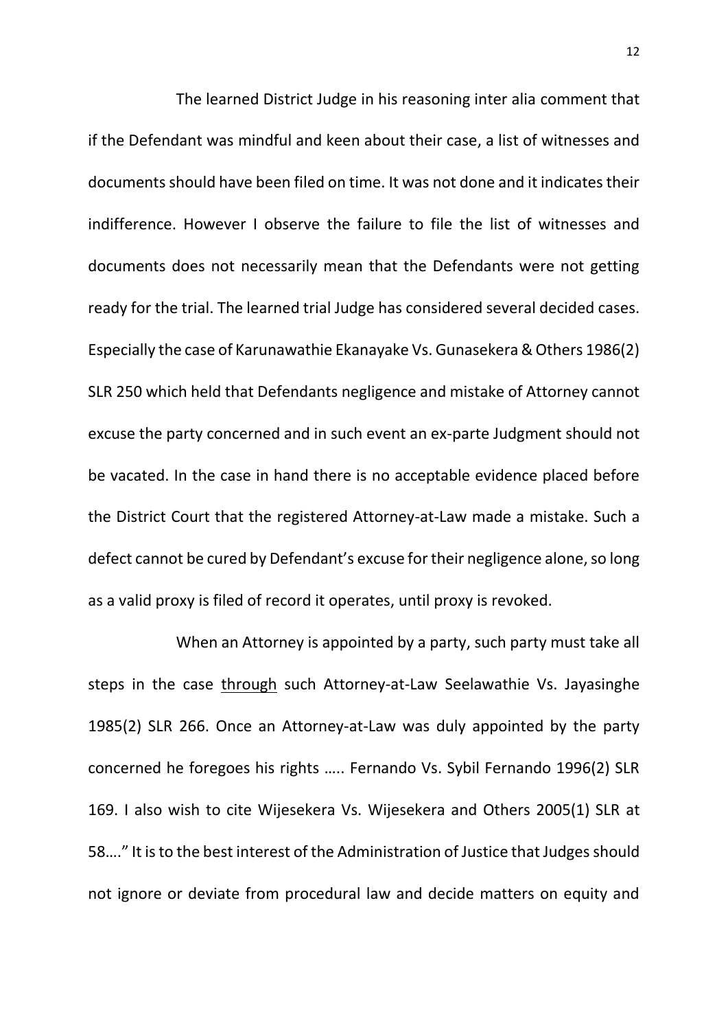The learned District Judge in his reasoning inter alia comment that if the Defendant was mindful and keen about their case, a list of witnesses and documents should have been filed on time. It was not done and it indicates their indifference. However I observe the failure to file the list of witnesses and documents does not necessarily mean that the Defendants were not getting ready for the trial. The learned trial Judge has considered several decided cases. Especially the case of Karunawathie Ekanayake Vs. Gunasekera & Others 1986(2) SLR 250 which held that Defendants negligence and mistake of Attorney cannot excuse the party concerned and in such event an ex-parte Judgment should not be vacated. In the case in hand there is no acceptable evidence placed before the District Court that the registered Attorney-at-Law made a mistake. Such a defect cannot be cured by Defendant's excuse for their negligence alone, so long as a valid proxy is filed of record it operates, until proxy is revoked.

When an Attorney is appointed by a party, such party must take all steps in the case <u>through</u> such Attorney-at-Law Seelawathie Vs. Jayasinghe 1985(2) SLR 266. Once an Attorney-at-Law was duly appointed by the party concerned he foregoes his rights ….. Fernando Vs. Sybil Fernando 1996(2) SLR 169. I also wish to cite Wijesekera Vs. Wijesekera and Others 2005(1) SLR at 58…." It is to the best interest of the Administration of Justice that Judges should not ignore or deviate from procedural law and decide matters on equity and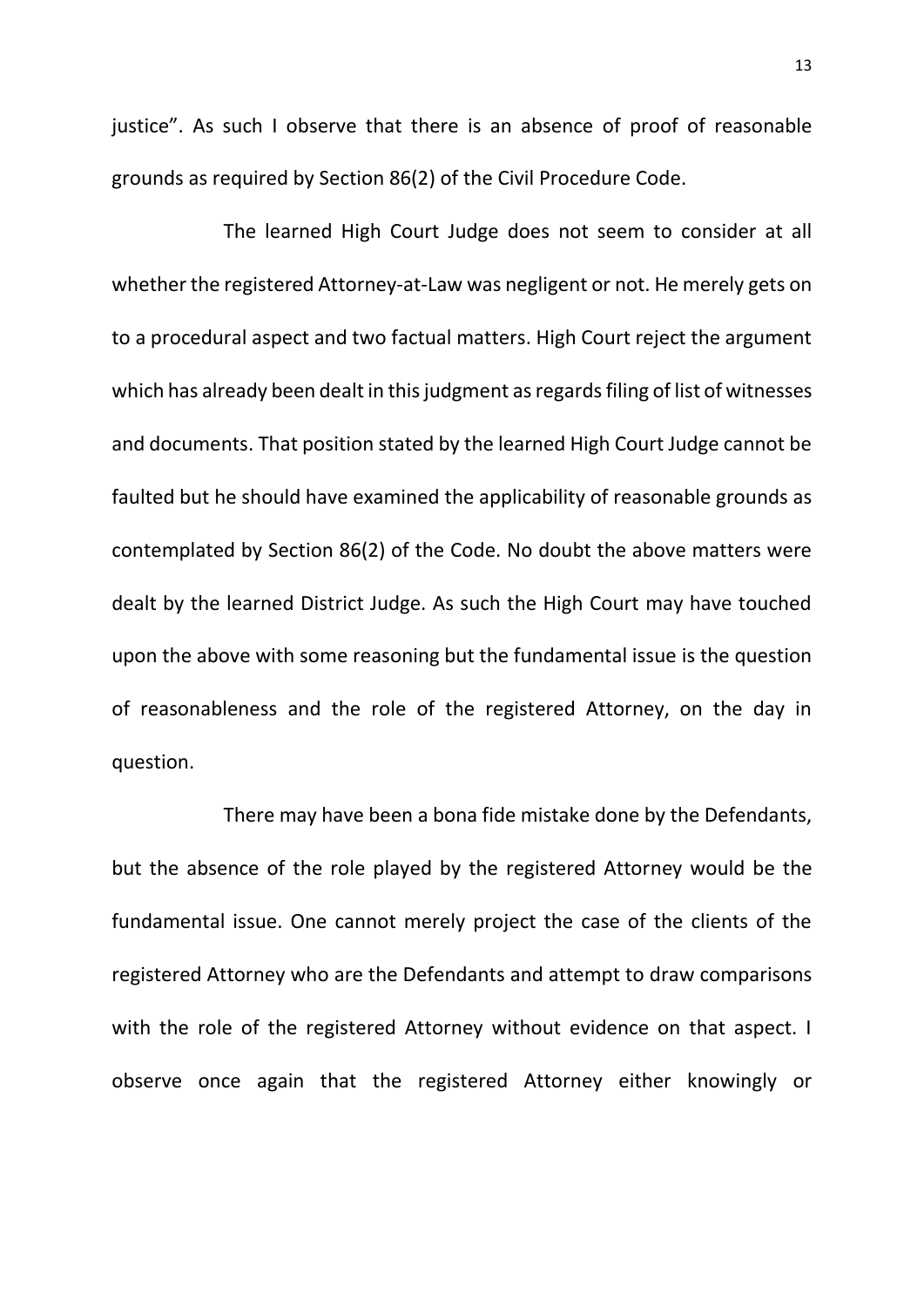justice". As such I observe that there is an absence of proof of reasonable grounds as required by Section 86(2) of the Civil Procedure Code.

The learned High Court Judge does not seem to consider at all whether the registered Attorney-at-Law was negligent or not. He merely gets on to a procedural aspect and two factual matters. High Court reject the argument which has already been dealt in this judgment as regards filing of list of witnesses and documents. That position stated by the learned High Court Judge cannot be faulted but he should have examined the applicability of reasonable grounds as contemplated by Section 86(2) of the Code. No doubt the above matters were dealt by the learned District Judge. As such the High Court may have touched upon the above with some reasoning but the fundamental issue is the question of reasonableness and the role of the registered Attorney, on the day in question.

There may have been a bona fide mistake done by the Defendants, but the absence of the role played by the registered Attorney would be the fundamental issue. One cannot merely project the case of the clients of the registered Attorney who are the Defendants and attempt to draw comparisons with the role of the registered Attorney without evidence on that aspect. I observe once again that the registered Attorney either knowingly or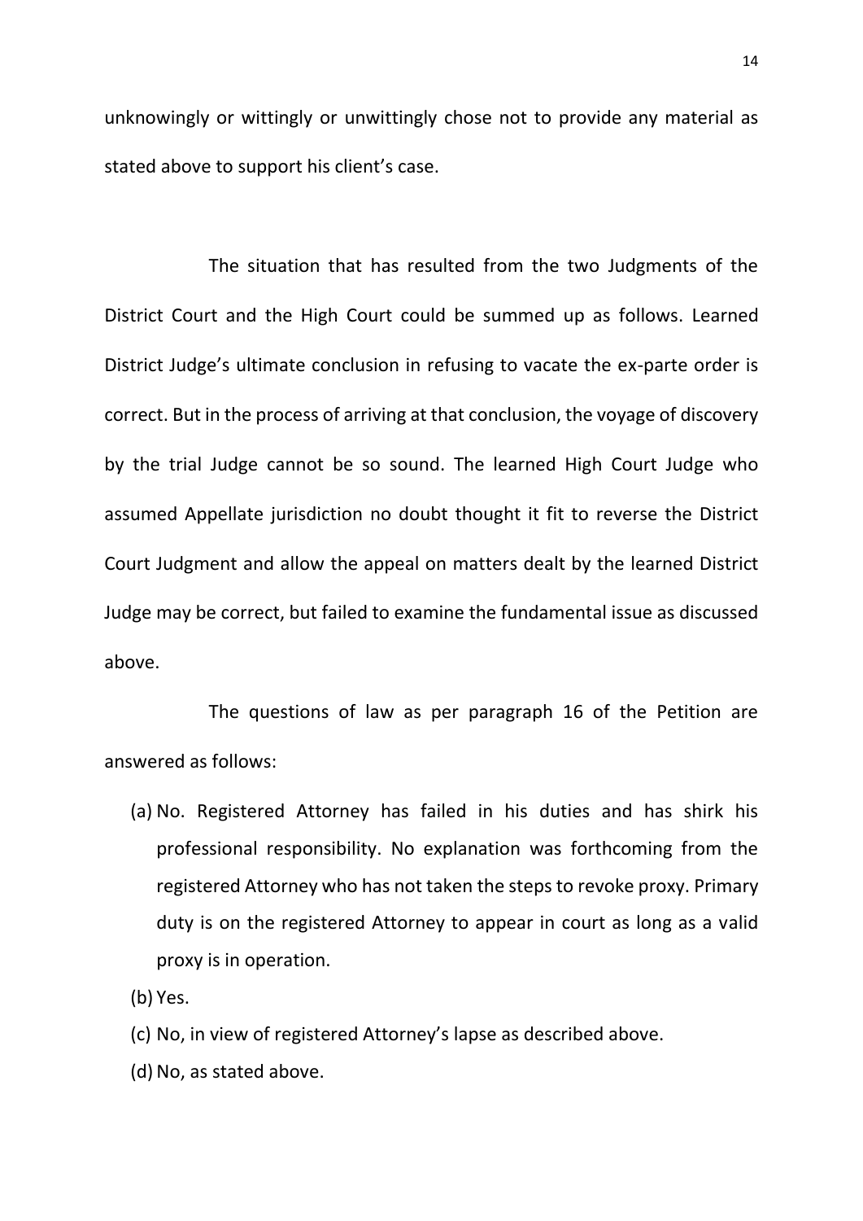unknowingly or wittingly or unwittingly chose not to provide any material as stated above to support his client's case.

The situation that has resulted from the two Judgments of the District Court and the High Court could be summed up as follows. Learned District Judge's ultimate conclusion in refusing to vacate the ex-parte order is correct. But in the process of arriving at that conclusion, the voyage of discovery by the trial Judge cannot be so sound. The learned High Court Judge who assumed Appellate jurisdiction no doubt thought it fit to reverse the District Court Judgment and allow the appeal on matters dealt by the learned District Judge may be correct, but failed to examine the fundamental issue as discussed above.

The questions of law as per paragraph 16 of the Petition are answered as follows:

(a) No. Registered Attorney has failed in his duties and has shirk his professional responsibility. No explanation was forthcoming from the registered Attorney who has not taken the steps to revoke proxy. Primary duty is on the registered Attorney to appear in court as long as a valid proxy is in operation.

(b) Yes.

(c) No, in view of registered Attorney's lapse as described above.

(d) No, as stated above.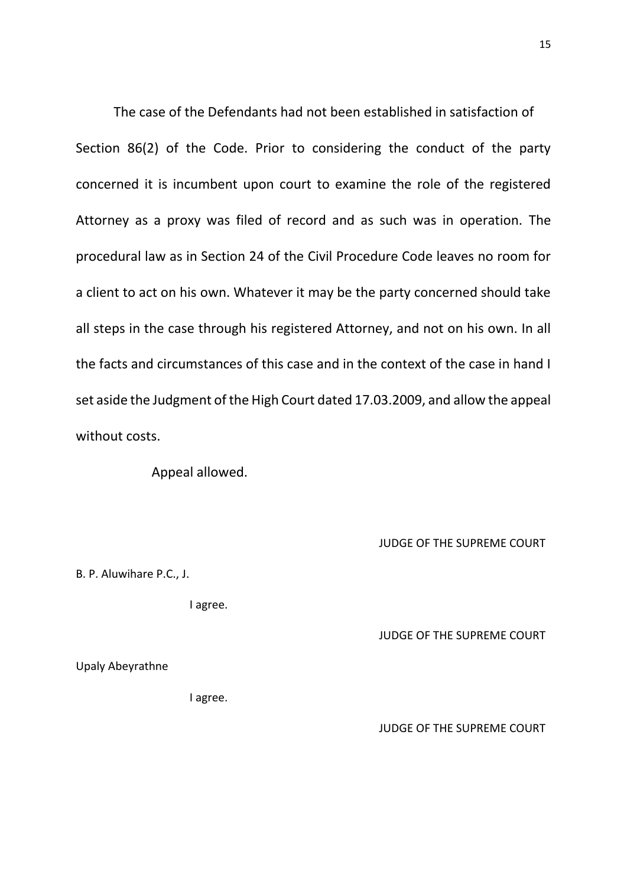The case of the Defendants had not been established in satisfaction of Section 86(2) of the Code. Prior to considering the conduct of the party concerned it is incumbent upon court to examine the role of the registered Attorney as a proxy was filed of record and as such was in operation. The procedural law as in Section 24 of the Civil Procedure Code leaves no room for a client to act on his own. Whatever it may be the party concerned should take all steps in the case through his registered Attorney, and not on his own. In all the facts and circumstances of this case and in the context of the case in hand I set aside the Judgment of the High Court dated 17.03.2009, and allow the appeal without costs.

Appeal allowed.

JUDGE OF THE SUPREME COURT

B. P. Aluwihare P.C., J.

I agree.

JUDGE OF THE SUPREME COURT

Upaly Abeyrathne

I agree.

JUDGE OF THE SUPREME COURT